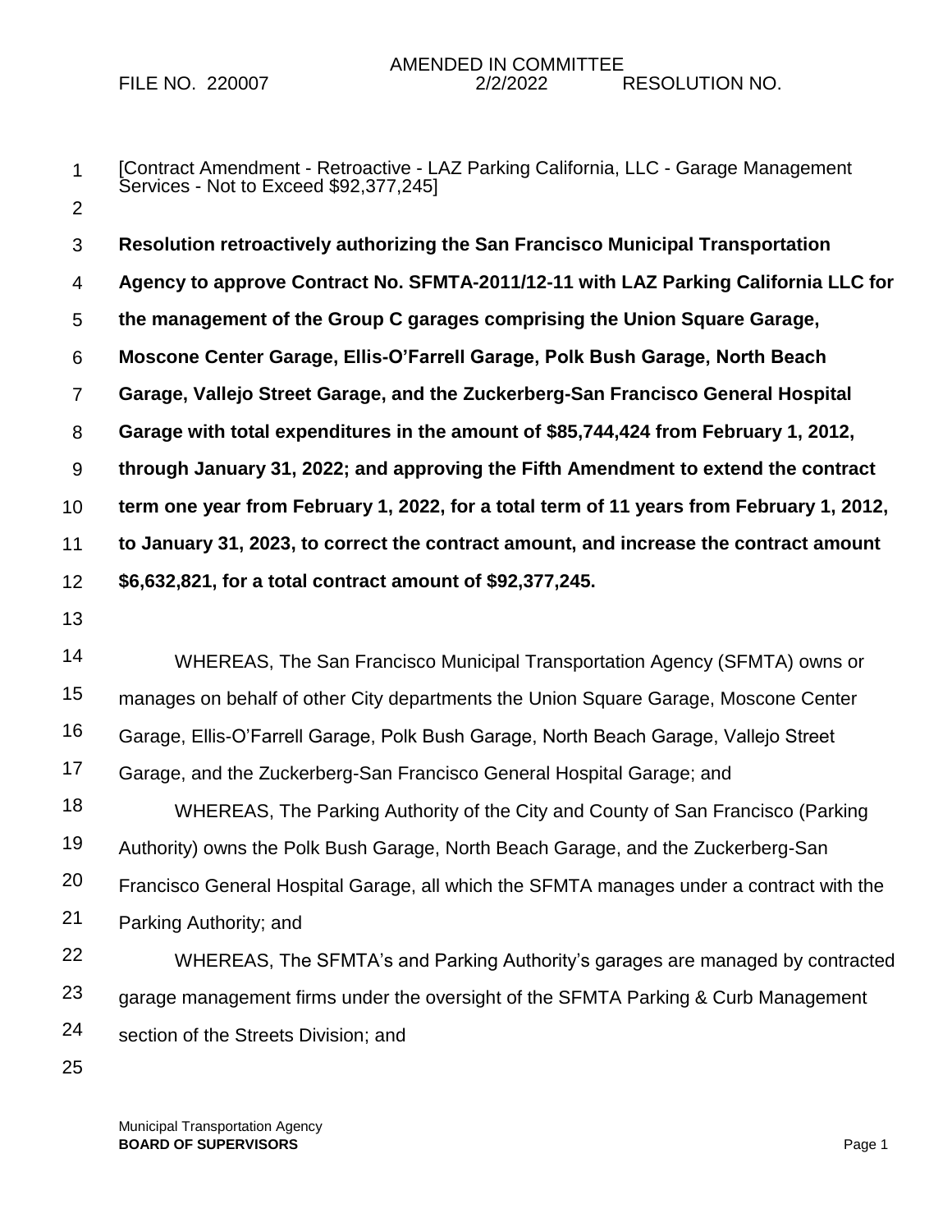FILE NO. 220007 AMENDED IN COMMITTEE 2/2/2022 RESOLUTION NO.

[Contract Amendment - Retroactive - LAZ Parking California, LLC - Garage Management Services - Not to Exceed $92,377,245]

**Resolution retroactively authorizing the San Francisco Municipal Transportation Agency to approve Contract No. SFMTA-2011/12-11 with LAZ Parking California LLC for the management of the Group C garages comprising the Union Square Garage, Moscone Center Garage, Ellis-O'Farrell Garage, Polk Bush Garage, North Beach Garage, Vallejo Street Garage, and the Zuckerberg-San Francisco General Hospital Garage with total expenditures in the amount of $85,744,424 from February 1, 2012, through January 31, 2022; and approving the Fifth Amendment to extend the contract term one year from February 1, 2022, for a total term of 11 years from February 1, 2012, to January 31, 2023, to correct the contract amount, and increase the contract amount $6,632,821, for a total contract amount of $92,377,245.**

WHEREAS, The San Francisco Municipal Transportation Agency (SFMTA) owns or manages on behalf of other City departments the Union Square Garage, Moscone Center Garage, Ellis-O'Farrell Garage, Polk Bush Garage, North Beach Garage, Vallejo Street Garage, and the Zuckerberg-San Francisco General Hospital Garage; and

WHEREAS, The Parking Authority of the City and County of San Francisco (Parking Authority) owns the Polk Bush Garage, North Beach Garage, and the Zuckerberg-San Francisco General Hospital Garage, all which the SFMTA manages under a contract with the Parking Authority; and

WHEREAS, The SFMTA's and Parking Authority's garages are managed by contracted garage management firms under the oversight of the SFMTA Parking & Curb Management section of the Streets Division; and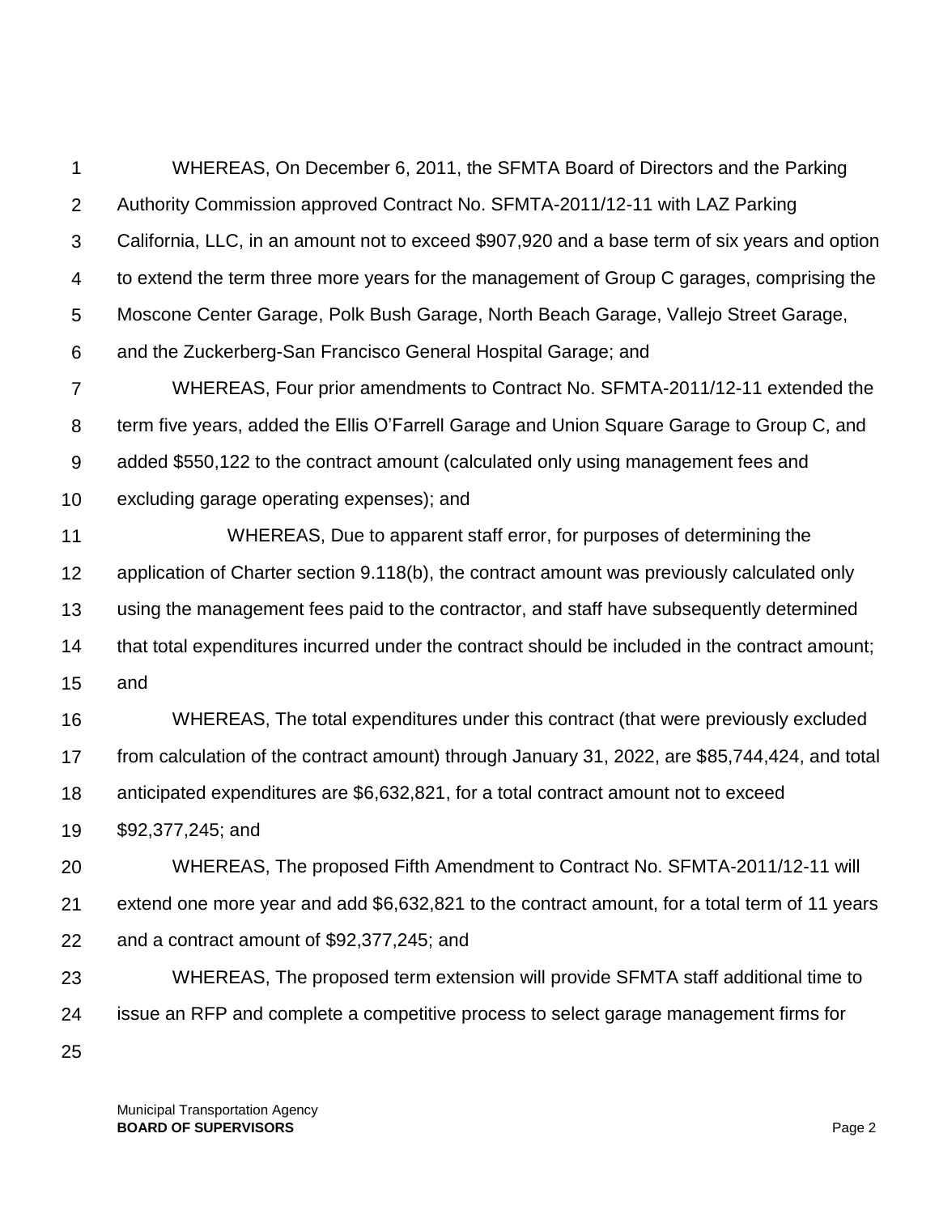WHEREAS, On December 6, 2011, the SFMTA Board of Directors and the Parking Authority Commission approved Contract No. SFMTA-2011/12-11 with LAZ Parking California, LLC, in an amount not to exceed $907,920 and a base term of six years and option to extend the term three more years for the management of Group C garages, comprising the Moscone Center Garage, Polk Bush Garage, North Beach Garage, Vallejo Street Garage, and the Zuckerberg-San Francisco General Hospital Garage; and

WHEREAS, Four prior amendments to Contract No. SFMTA-2011/12-11 extended the term five years, added the Ellis O'Farrell Garage and Union Square Garage to Group C, and added $550,122 to the contract amount (calculated only using management fees and excluding garage operating expenses); and

WHEREAS, Due to apparent staff error, for purposes of determining the application of Charter section 9.118(b), the contract amount was previously calculated only using the management fees paid to the contractor, and staff have subsequently determined that total expenditures incurred under the contract should be included in the contract amount; and

WHEREAS, The total expenditures under this contract (that were previously excluded from calculation of the contract amount) through January 31, 2022, are $85,744,424, and total anticipated expenditures are $6,632,821, for a total contract amount not to exceed $92,377,245; and

WHEREAS, The proposed Fifth Amendment to Contract No. SFMTA-2011/12-11 will extend one more year and add $6,632,821 to the contract amount, for a total term of 11 years and a contract amount of $92,377,245; and

WHEREAS, The proposed term extension will provide SFMTA staff additional time to issue an RFP and complete a competitive process to select garage management firms for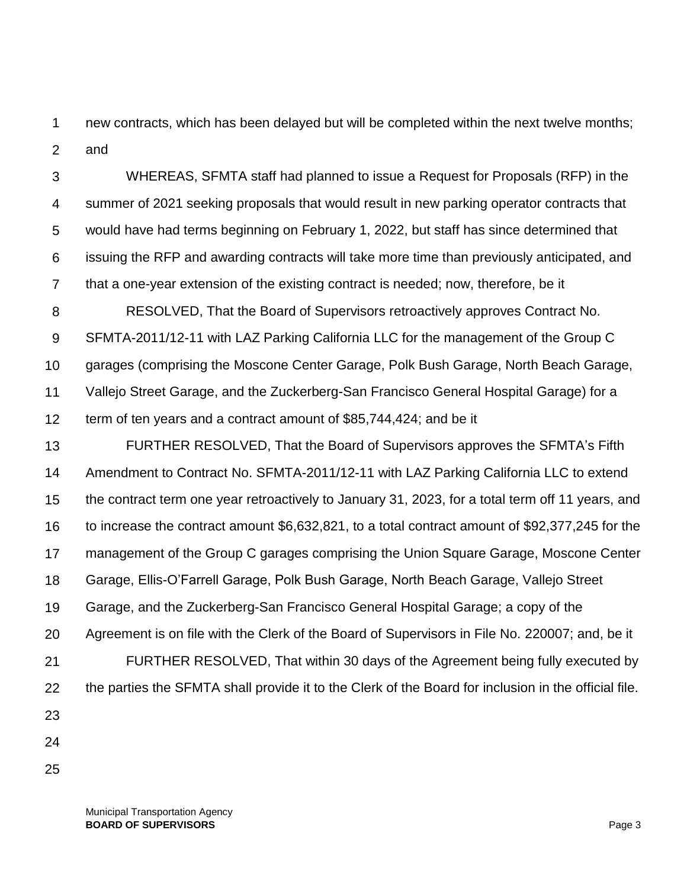new contracts, which has been delayed but will be completed within the next twelve months; and

WHEREAS, SFMTA staff had planned to issue a Request for Proposals (RFP) in the summer of 2021 seeking proposals that would result in new parking operator contracts that would have had terms beginning on February 1, 2022, but staff has since determined that issuing the RFP and awarding contracts will take more time than previously anticipated, and that a one-year extension of the existing contract is needed; now, therefore, be it

RESOLVED, That the Board of Supervisors retroactively approves Contract No. SFMTA-2011/12-11 with LAZ Parking California LLC for the management of the Group C garages (comprising the Moscone Center Garage, Polk Bush Garage, North Beach Garage, Vallejo Street Garage, and the Zuckerberg-San Francisco General Hospital Garage) for a term of ten years and a contract amount of $85,744,424; and be it

FURTHER RESOLVED, That the Board of Supervisors approves the SFMTA's Fifth Amendment to Contract No. SFMTA-2011/12-11 with LAZ Parking California LLC to extend the contract term one year retroactively to January 31, 2023, for a total term off 11 years, and to increase the contract amount $6,632,821, to a total contract amount of $92,377,245 for the management of the Group C garages comprising the Union Square Garage, Moscone Center Garage, Ellis-O'Farrell Garage, Polk Bush Garage, North Beach Garage, Vallejo Street Garage, and the Zuckerberg-San Francisco General Hospital Garage; a copy of the Agreement is on file with the Clerk of the Board of Supervisors in File No. 220007; and, be it

FURTHER RESOLVED, That within 30 days of the Agreement being fully executed by the parties the SFMTA shall provide it to the Clerk of the Board for inclusion in the official file.